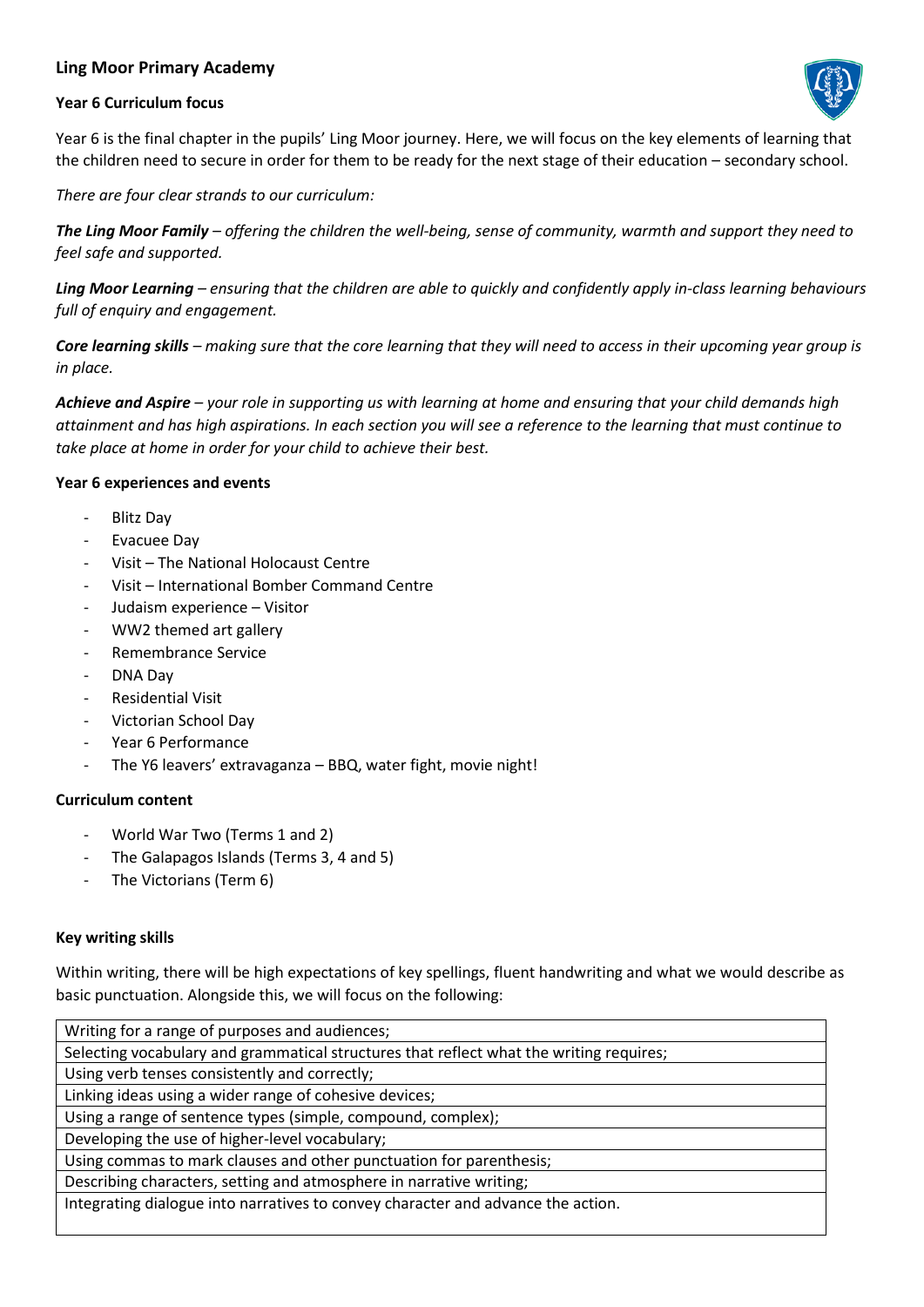# Ling Moor Primary Academy

## Year 6 Curriculum focus

Year 6 is the final chapter in the pupils' Ling Moor journey. Here, we will focus on the key elements of learning that the children need to secure in order for them to be ready for the next stage of their education – secondary school.

*There are four clear strands to our curriculum:*

***The Ling Moor Family*** *– offering the children the well-being, sense of community, warmth and support they need to feel safe and supported.*

***Ling Moor Learning*** *– ensuring that the children are able to quickly and confidently apply in-class learning behaviours full of enquiry and engagement.*

***Core learning skills*** *– making sure that the core learning that they will need to access in their upcoming year group is in place.*

***Achieve and Aspire*** *– your role in supporting us with learning at home and ensuring that your child demands high attainment and has high aspirations. In each section you will see a reference to the learning that must continue to take place at home in order for your child to achieve their best.*

## Year 6 experiences and events

- Blitz Day
- Evacuee Day
- Visit – The National Holocaust Centre
- Visit – International Bomber Command Centre
- Judaism experience – Visitor
- WW2 themed art gallery
- Remembrance Service
- DNA Day
- Residential Visit
- Victorian School Day
- Year 6 Performance
- The Y6 leavers' extravaganza – BBQ, water fight, movie night!

## Curriculum content

- World War Two (Terms 1 and 2)
- The Galapagos Islands (Terms 3, 4 and 5)
- The Victorians (Term 6)

## Key writing skills

Within writing, there will be high expectations of key spellings, fluent handwriting and what we would describe as basic punctuation. Alongside this, we will focus on the following:

| Key writing skills |
| --- |
| Writing for a range of purposes and audiences; |
| Selecting vocabulary and grammatical structures that reflect what the writing requires; |
| Using verb tenses consistently and correctly; |
| Linking ideas using a wider range of cohesive devices; |
| Using a range of sentence types (simple, compound, complex); |
| Developing the use of higher-level vocabulary; |
| Using commas to mark clauses and other punctuation for parenthesis; |
| Describing characters, setting and atmosphere in narrative writing; |
| Integrating dialogue into narratives to convey character and advance the action. |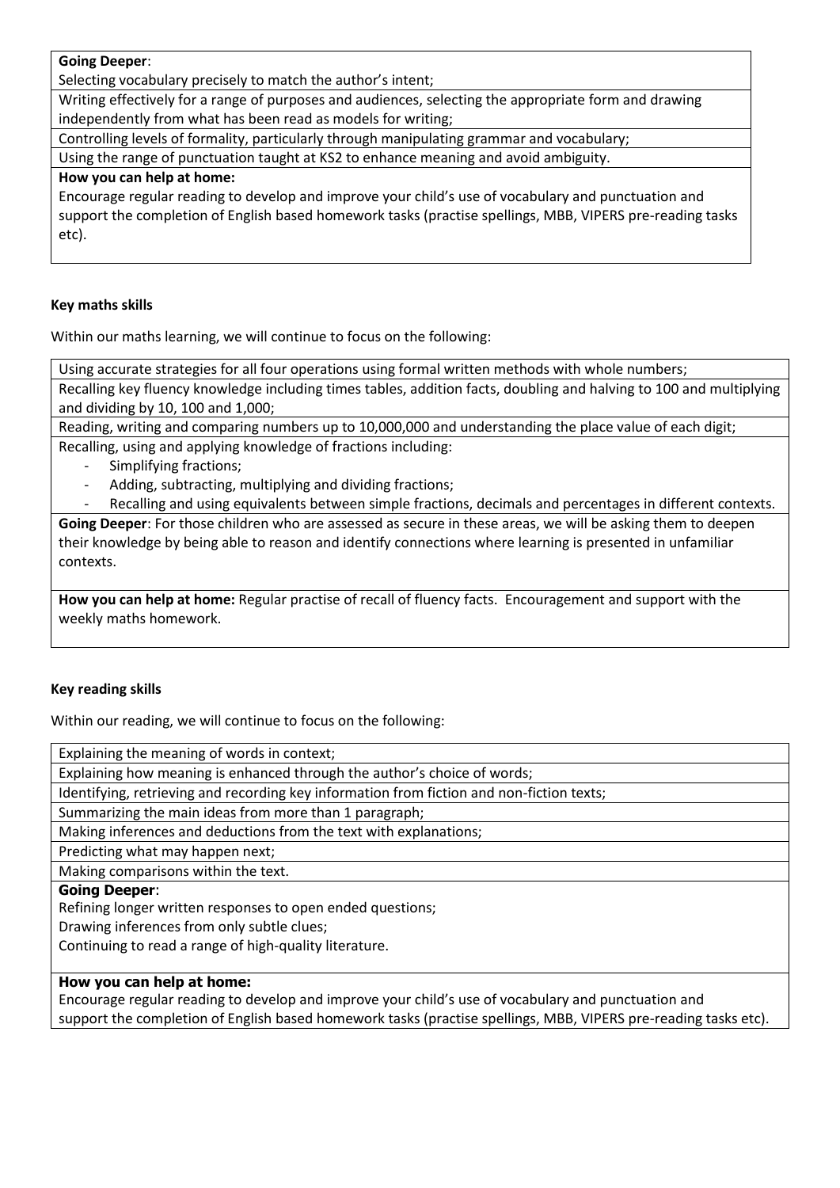**Going Deeper**:

Selecting vocabulary precisely to match the author's intent;

Writing effectively for a range of purposes and audiences, selecting the appropriate form and drawing independently from what has been read as models for writing;

Controlling levels of formality, particularly through manipulating grammar and vocabulary;

Using the range of punctuation taught at KS2 to enhance meaning and avoid ambiguity.

**How you can help at home:**

Encourage regular reading to develop and improve your child's use of vocabulary and punctuation and support the completion of English based homework tasks (practise spellings, MBB, VIPERS pre-reading tasks etc).

**Key maths skills**

Within our maths learning, we will continue to focus on the following:

Using accurate strategies for all four operations using formal written methods with whole numbers;

Recalling key fluency knowledge including times tables, addition facts, doubling and halving to 100 and multiplying and dividing by 10, 100 and 1,000;

Reading, writing and comparing numbers up to 10,000,000 and understanding the place value of each digit;

Recalling, using and applying knowledge of fractions including:

- Simplifying fractions;
- Adding, subtracting, multiplying and dividing fractions;
- Recalling and using equivalents between simple fractions, decimals and percentages in different contexts.

**Going Deeper**: For those children who are assessed as secure in these areas, we will be asking them to deepen their knowledge by being able to reason and identify connections where learning is presented in unfamiliar contexts.

**How you can help at home:** Regular practise of recall of fluency facts. Encouragement and support with the weekly maths homework.

**Key reading skills**

Within our reading, we will continue to focus on the following:

Explaining the meaning of words in context;

Explaining how meaning is enhanced through the author's choice of words;

Identifying, retrieving and recording key information from fiction and non-fiction texts;

Summarizing the main ideas from more than 1 paragraph;

Making inferences and deductions from the text with explanations;

Predicting what may happen next;

Making comparisons within the text.

**Going Deeper**:

Refining longer written responses to open ended questions;

Drawing inferences from only subtle clues;

Continuing to read a range of high-quality literature.

**How you can help at home:**

Encourage regular reading to develop and improve your child's use of vocabulary and punctuation and support the completion of English based homework tasks (practise spellings, MBB, VIPERS pre-reading tasks etc).